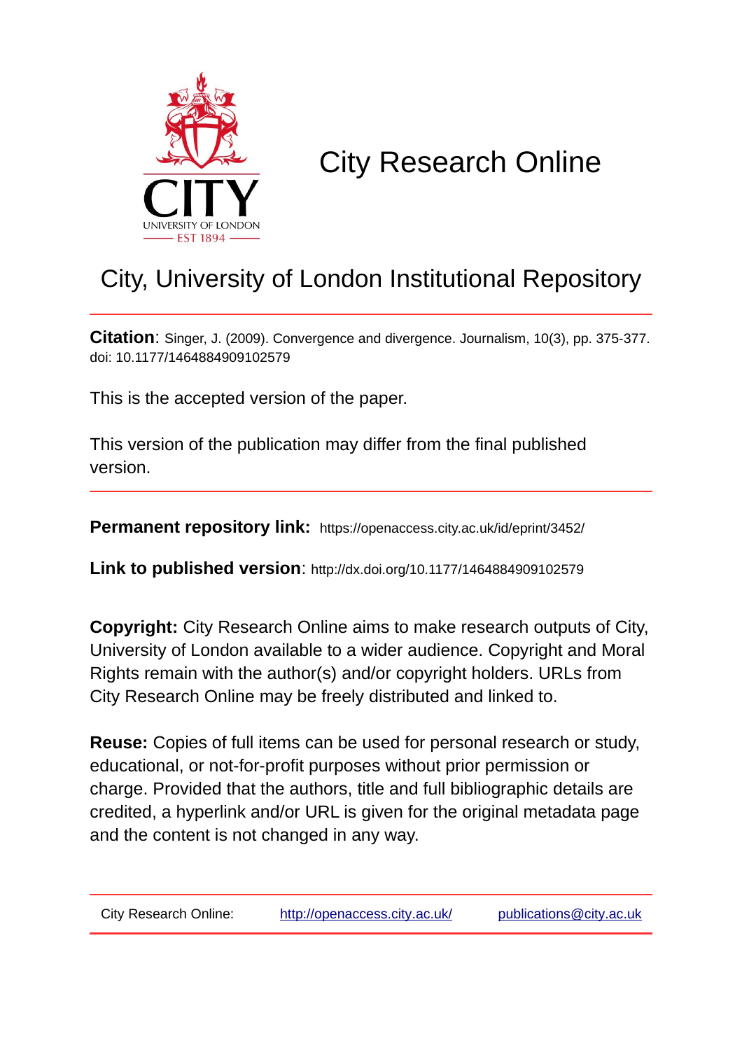# City Research Online

## City, University of London Institutional Repository

**Citation**: Singer, J. (2009). Convergence and divergence. Journalism, 10(3), pp. 375-377. doi: 10.1177/1464884909102579

This is the accepted version of the paper.

This version of the publication may differ from the final published version.

**Permanent repository link:** https://openaccess.city.ac.uk/id/eprint/3452/

**Link to published version**: http://dx.doi.org/10.1177/1464884909102579

**Copyright:** City Research Online aims to make research outputs of City, University of London available to a wider audience. Copyright and Moral Rights remain with the author(s) and/or copyright holders. URLs from City Research Online may be freely distributed and linked to.

**Reuse:** Copies of full items can be used for personal research or study, educational, or not-for-profit purposes without prior permission or charge. Provided that the authors, title and full bibliographic details are credited, a hyperlink and/or URL is given for the original metadata page and the content is not changed in any way.

City Research Online: http://openaccess.city.ac.uk/ publications@city.ac.uk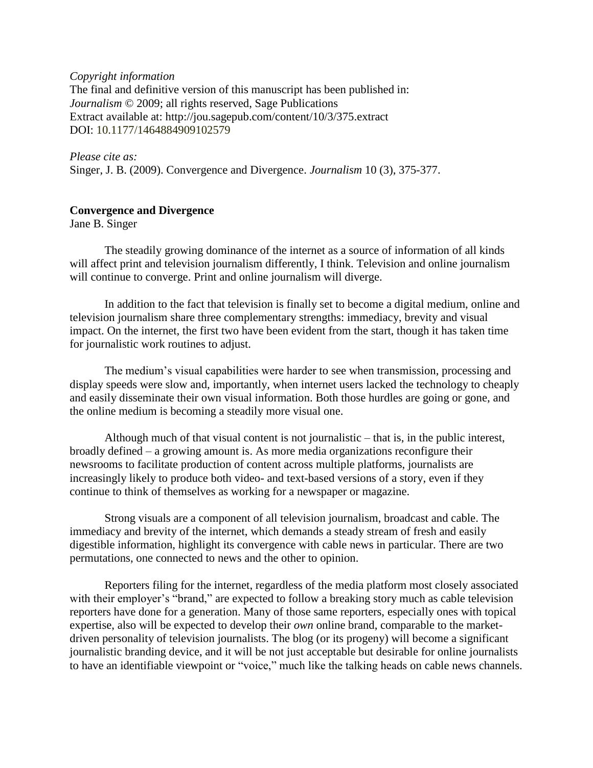*Copyright information*
The final and definitive version of this manuscript has been published in:
*Journalism* © 2009; all rights reserved, Sage Publications
Extract available at: http://jou.sagepub.com/content/10/3/375.extract
DOI: 10.1177/1464884909102579

*Please cite as:*
Singer, J. B. (2009). Convergence and Divergence. *Journalism* 10 (3), 375-377.

**Convergence and Divergence**
Jane B. Singer

The steadily growing dominance of the internet as a source of information of all kinds will affect print and television journalism differently, I think. Television and online journalism will continue to converge. Print and online journalism will diverge.

In addition to the fact that television is finally set to become a digital medium, online and television journalism share three complementary strengths: immediacy, brevity and visual impact. On the internet, the first two have been evident from the start, though it has taken time for journalistic work routines to adjust.

The medium's visual capabilities were harder to see when transmission, processing and display speeds were slow and, importantly, when internet users lacked the technology to cheaply and easily disseminate their own visual information. Both those hurdles are going or gone, and the online medium is becoming a steadily more visual one.

Although much of that visual content is not journalistic – that is, in the public interest, broadly defined – a growing amount is. As more media organizations reconfigure their newsrooms to facilitate production of content across multiple platforms, journalists are increasingly likely to produce both video- and text-based versions of a story, even if they continue to think of themselves as working for a newspaper or magazine.

Strong visuals are a component of all television journalism, broadcast and cable. The immediacy and brevity of the internet, which demands a steady stream of fresh and easily digestible information, highlight its convergence with cable news in particular. There are two permutations, one connected to news and the other to opinion.

Reporters filing for the internet, regardless of the media platform most closely associated with their employer's "brand," are expected to follow a breaking story much as cable television reporters have done for a generation. Many of those same reporters, especially ones with topical expertise, also will be expected to develop their *own* online brand, comparable to the market-driven personality of television journalists. The blog (or its progeny) will become a significant journalistic branding device, and it will be not just acceptable but desirable for online journalists to have an identifiable viewpoint or "voice," much like the talking heads on cable news channels.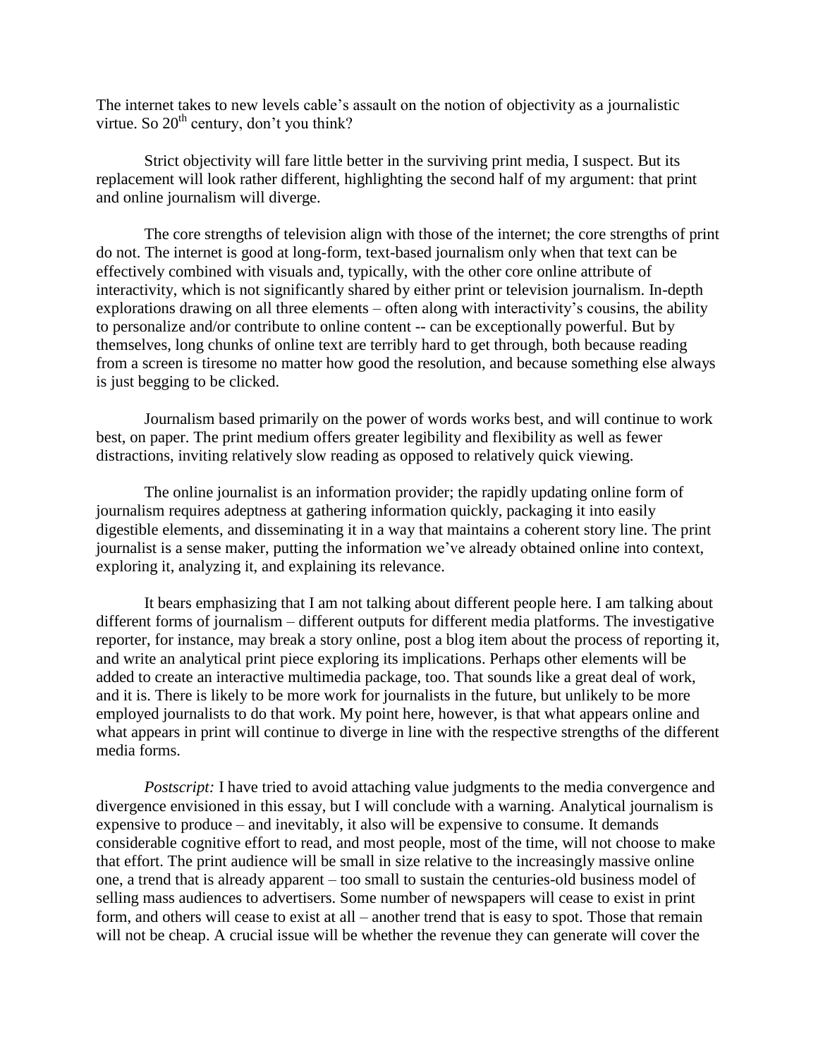The internet takes to new levels cable's assault on the notion of objectivity as a journalistic virtue. So 20th century, don't you think?

Strict objectivity will fare little better in the surviving print media, I suspect. But its replacement will look rather different, highlighting the second half of my argument: that print and online journalism will diverge.

The core strengths of television align with those of the internet; the core strengths of print do not. The internet is good at long-form, text-based journalism only when that text can be effectively combined with visuals and, typically, with the other core online attribute of interactivity, which is not significantly shared by either print or television journalism. In-depth explorations drawing on all three elements – often along with interactivity's cousins, the ability to personalize and/or contribute to online content -- can be exceptionally powerful. But by themselves, long chunks of online text are terribly hard to get through, both because reading from a screen is tiresome no matter how good the resolution, and because something else always is just begging to be clicked.

Journalism based primarily on the power of words works best, and will continue to work best, on paper. The print medium offers greater legibility and flexibility as well as fewer distractions, inviting relatively slow reading as opposed to relatively quick viewing.

The online journalist is an information provider; the rapidly updating online form of journalism requires adeptness at gathering information quickly, packaging it into easily digestible elements, and disseminating it in a way that maintains a coherent story line. The print journalist is a sense maker, putting the information we've already obtained online into context, exploring it, analyzing it, and explaining its relevance.

It bears emphasizing that I am not talking about different people here. I am talking about different forms of journalism – different outputs for different media platforms. The investigative reporter, for instance, may break a story online, post a blog item about the process of reporting it, and write an analytical print piece exploring its implications. Perhaps other elements will be added to create an interactive multimedia package, too. That sounds like a great deal of work, and it is. There is likely to be more work for journalists in the future, but unlikely to be more employed journalists to do that work. My point here, however, is that what appears online and what appears in print will continue to diverge in line with the respective strengths of the different media forms.

*Postscript:* I have tried to avoid attaching value judgments to the media convergence and divergence envisioned in this essay, but I will conclude with a warning. Analytical journalism is expensive to produce – and inevitably, it also will be expensive to consume. It demands considerable cognitive effort to read, and most people, most of the time, will not choose to make that effort. The print audience will be small in size relative to the increasingly massive online one, a trend that is already apparent – too small to sustain the centuries-old business model of selling mass audiences to advertisers. Some number of newspapers will cease to exist in print form, and others will cease to exist at all – another trend that is easy to spot. Those that remain will not be cheap. A crucial issue will be whether the revenue they can generate will cover the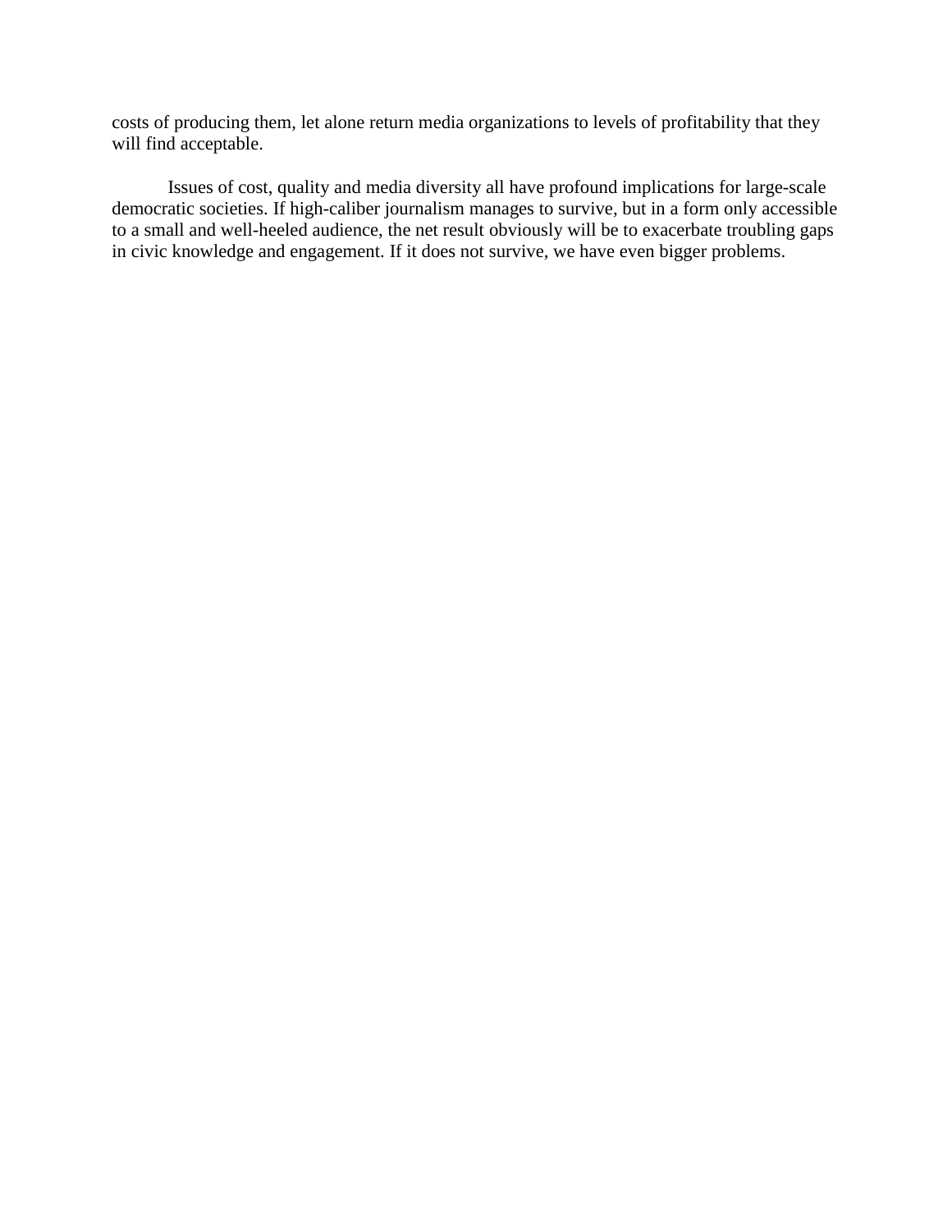costs of producing them, let alone return media organizations to levels of profitability that they will find acceptable.

Issues of cost, quality and media diversity all have profound implications for large-scale democratic societies. If high-caliber journalism manages to survive, but in a form only accessible to a small and well-heeled audience, the net result obviously will be to exacerbate troubling gaps in civic knowledge and engagement. If it does not survive, we have even bigger problems.